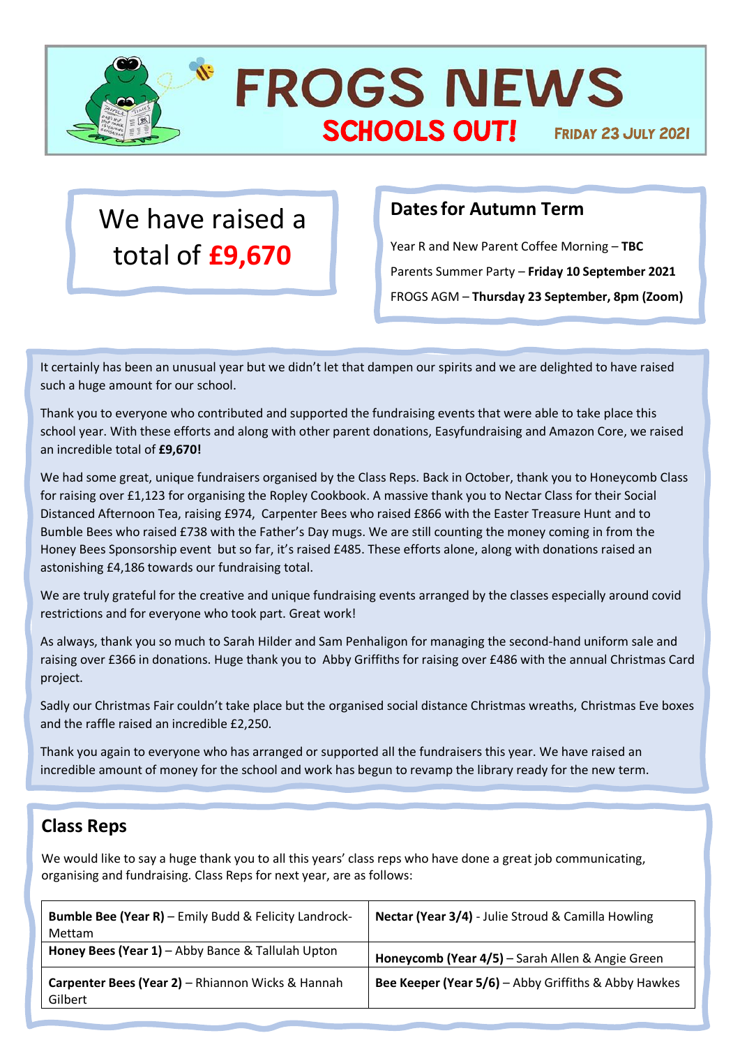# FROGS NEWS

## SCHOOLS OUT!

FRIDAY 23 JULY 2021

We have raised a total of **£9,670**

## Dates for Autumn Term

Year R and New Parent Coffee Morning – **TBC**

Parents Summer Party – **Friday 10 September 2021**

FROGS AGM – **Thursday 23 September, 8pm (Zoom)**

It certainly has been an unusual year but we didn't let that dampen our spirits and we are delighted to have raised such a huge amount for our school.

Thank you to everyone who contributed and supported the fundraising events that were able to take place this school year. With these efforts and along with other parent donations, Easyfundraising and Amazon Core, we raised an incredible total of **£9,670!**

We had some great, unique fundraisers organised by the Class Reps. Back in October, thank you to Honeycomb Class for raising over £1,123 for organising the Ropley Cookbook. A massive thank you to Nectar Class for their Social Distanced Afternoon Tea, raising £974, Carpenter Bees who raised £866 with the Easter Treasure Hunt and to Bumble Bees who raised £738 with the Father's Day mugs. We are still counting the money coming in from the Honey Bees Sponsorship event but so far, it's raised £485. These efforts alone, along with donations raised an astonishing £4,186 towards our fundraising total.

We are truly grateful for the creative and unique fundraising events arranged by the classes especially around covid restrictions and for everyone who took part. Great work!

As always, thank you so much to Sarah Hilder and Sam Penhaligon for managing the second-hand uniform sale and raising over £366 in donations. Huge thank you to Abby Griffiths for raising over £486 with the annual Christmas Card project.

Sadly our Christmas Fair couldn't take place but the organised social distance Christmas wreaths, Christmas Eve boxes and the raffle raised an incredible £2,250.

Thank you again to everyone who has arranged or supported all the fundraisers this year. We have raised an incredible amount of money for the school and work has begun to revamp the library ready for the new term.

## Class Reps

We would like to say a huge thank you to all this years' class reps who have done a great job communicating, organising and fundraising. Class Reps for next year, are as follows:

| | |
|---|---|
| **Bumble Bee (Year R)** – Emily Budd & Felicity Landrock-Mettam | **Nectar (Year 3/4)** - Julie Stroud & Camilla Howling |
| **Honey Bees (Year 1)** – Abby Bance & Tallulah Upton | **Honeycomb (Year 4/5)** – Sarah Allen & Angie Green |
| **Carpenter Bees (Year 2)** – Rhiannon Wicks & Hannah Gilbert | **Bee Keeper (Year 5/6)** – Abby Griffiths & Abby Hawkes |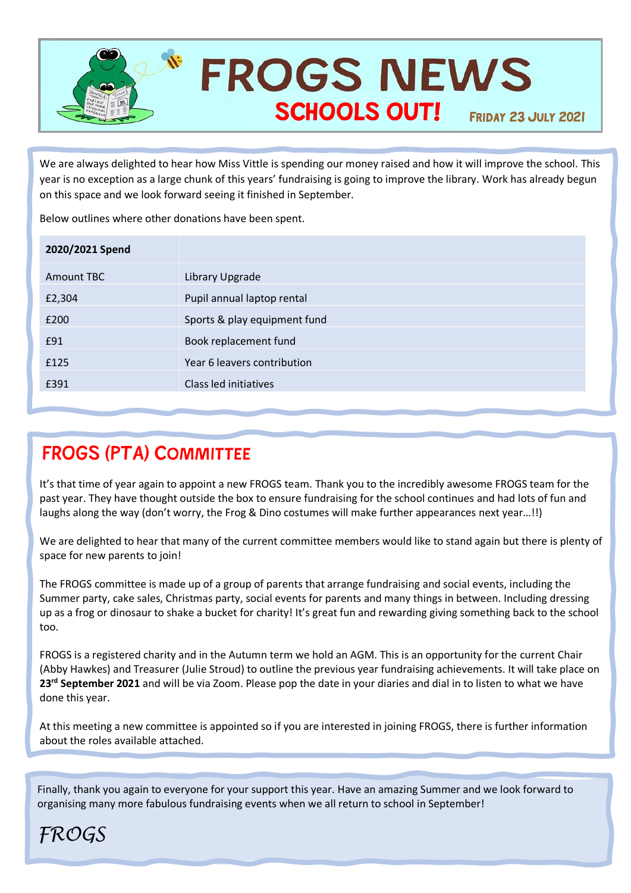# FROGS NEWS

## SCHOOLS OUT!

FRIDAY 23 JULY 2021

We are always delighted to hear how Miss Vittle is spending our money raised and how it will improve the school. This year is no exception as a large chunk of this years' fundraising is going to improve the library. Work has already begun on this space and we look forward seeing it finished in September.

Below outlines where other donations have been spent.

| **2020/2021 Spend** | |
|---|---|
| Amount TBC | Library Upgrade |
| £2,304 | Pupil annual laptop rental |
| £200 | Sports & play equipment fund |
| £91 | Book replacement fund |
| £125 | Year 6 leavers contribution |
| £391 | Class led initiatives |

## FROGS (PTA) COMMITTEE

It's that time of year again to appoint a new FROGS team. Thank you to the incredibly awesome FROGS team for the past year. They have thought outside the box to ensure fundraising for the school continues and had lots of fun and laughs along the way (don't worry, the Frog & Dino costumes will make further appearances next year…!!)

We are delighted to hear that many of the current committee members would like to stand again but there is plenty of space for new parents to join!

The FROGS committee is made up of a group of parents that arrange fundraising and social events, including the Summer party, cake sales, Christmas party, social events for parents and many things in between. Including dressing up as a frog or dinosaur to shake a bucket for charity! It's great fun and rewarding giving something back to the school too.

FROGS is a registered charity and in the Autumn term we hold an AGM. This is an opportunity for the current Chair (Abby Hawkes) and Treasurer (Julie Stroud) to outline the previous year fundraising achievements. It will take place on **23rd September 2021** and will be via Zoom. Please pop the date in your diaries and dial in to listen to what we have done this year.

At this meeting a new committee is appointed so if you are interested in joining FROGS, there is further information about the roles available attached.

Finally, thank you again to everyone for your support this year. Have an amazing Summer and we look forward to organising many more fabulous fundraising events when we all return to school in September!

*FROGS*